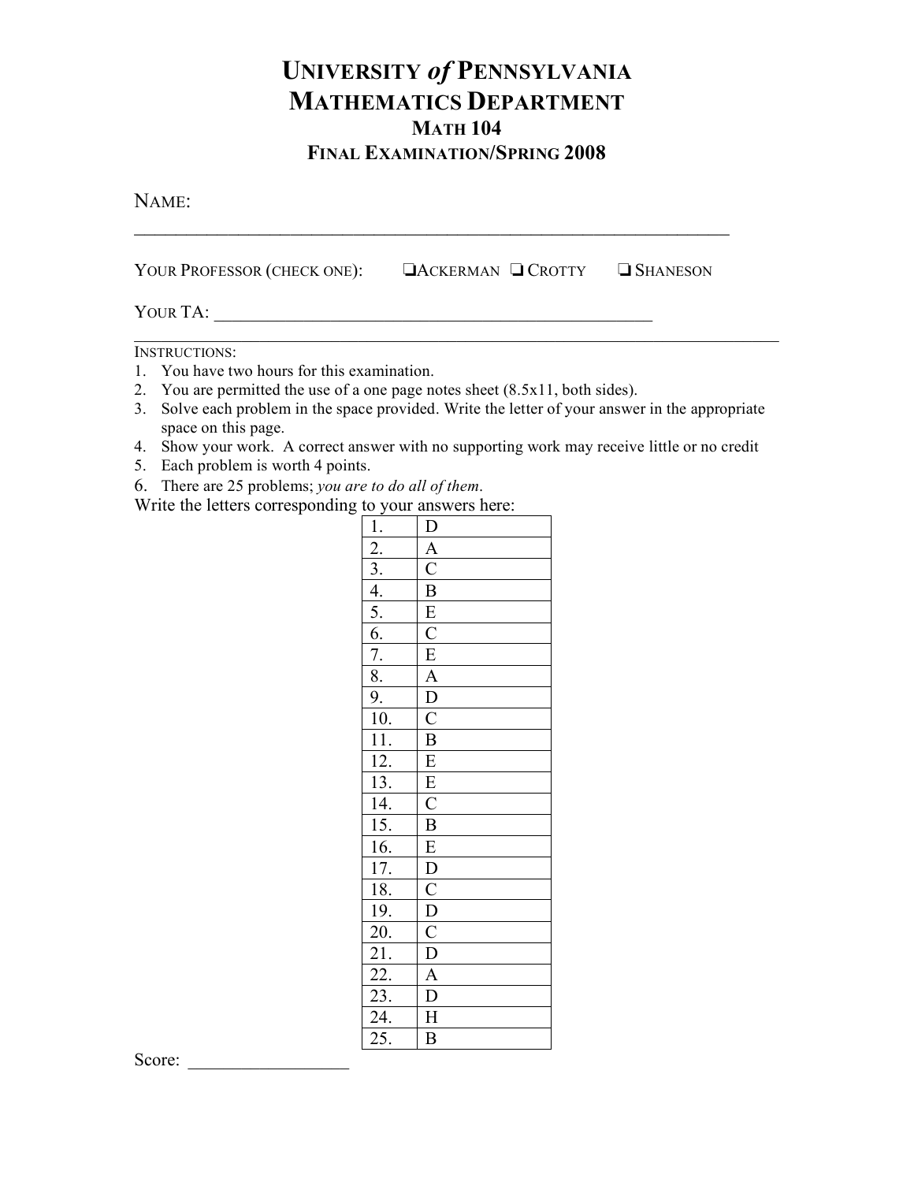# University *of* Pennsylvania
# Mathematics Department
## Math 104
## Final Examination/Spring 2008

NAME: ______________________________________________________________

YOUR PROFESSOR (CHECK ONE): ❑ACKERMAN ❑ CROTTY ❑ SHANESON

YOUR TA: ______________________________________________________

INSTRUCTIONS:

1. You have two hours for this examination.
2. You are permitted the use of a one page notes sheet (8.5x11, both sides).
3. Solve each problem in the space provided. Write the letter of your answer in the appropriate space on this page.
4. Show your work. A correct answer with no supporting work may receive little or no credit
5. Each problem is worth 4 points.
6. There are 25 problems; *you are to do all of them*.

Write the letters corresponding to your answers here:

| | |
|---|---|
| 1. | D |
| 2. | A |
| 3. | C |
| 4. | B |
| 5. | E |
| 6. | C |
| 7. | E |
| 8. | A |
| 9. | D |
| 10. | C |
| 11. | B |
| 12. | E |
| 13. | E |
| 14. | C |
| 15. | B |
| 16. | E |
| 17. | D |
| 18. | C |
| 19. | D |
| 20. | C |
| 21. | D |
| 22. | A |
| 23. | D |
| 24. | H |
| 25. | B |

Score: _________________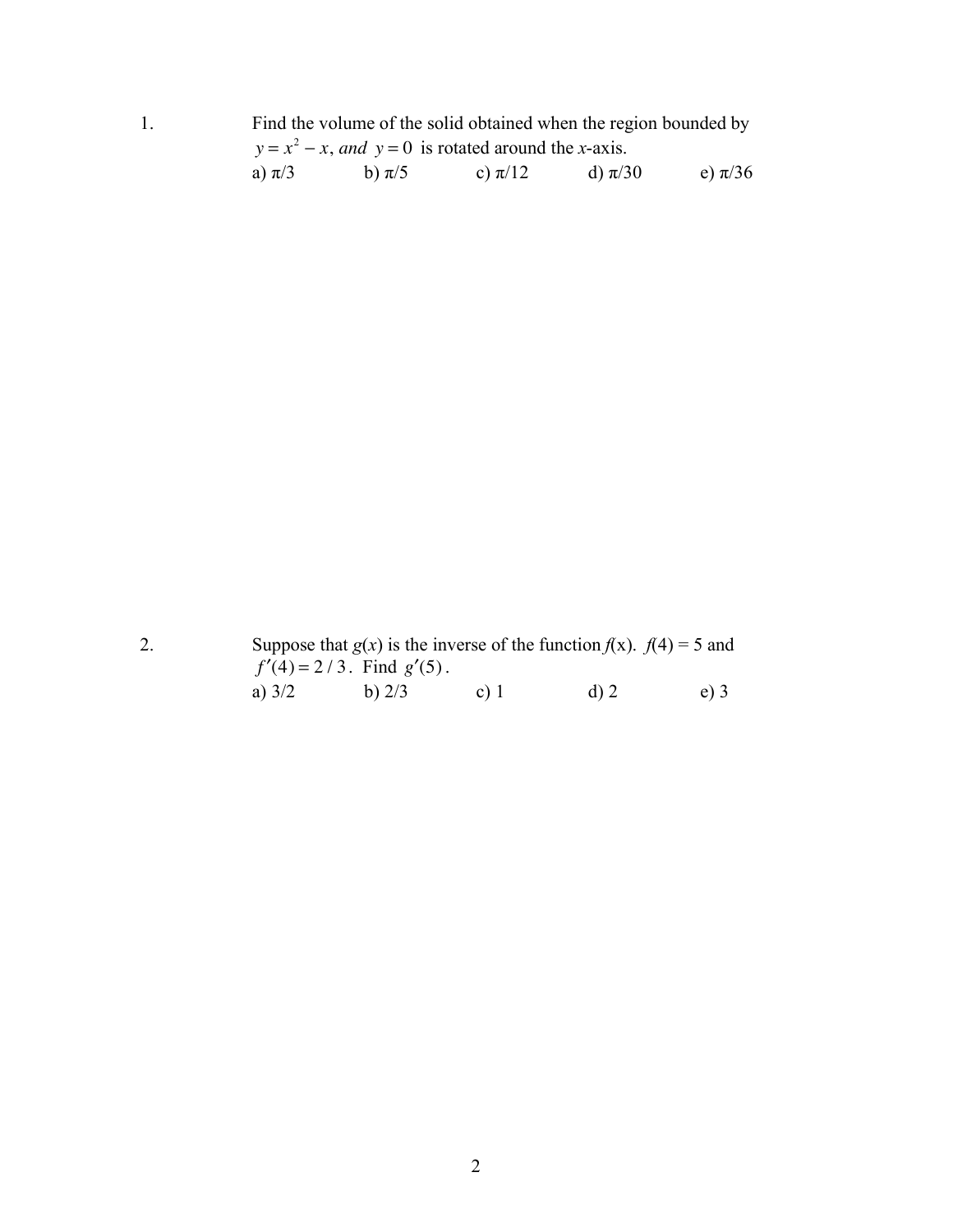1. Find the volume of the solid obtained when the region bounded by $y = x^2 - x,\ and\ y = 0$ is rotated around the $x$-axis.

a) π/3 b) π/5 c) π/12 d) π/30 e) π/36

2. Suppose that $g(x)$ is the inverse of the function $f(x)$. $f(4) = 5$ and $f'(4) = 2/3$. Find $g'(5)$.

a) 3/2 b) 2/3 c) 1 d) 2 e) 3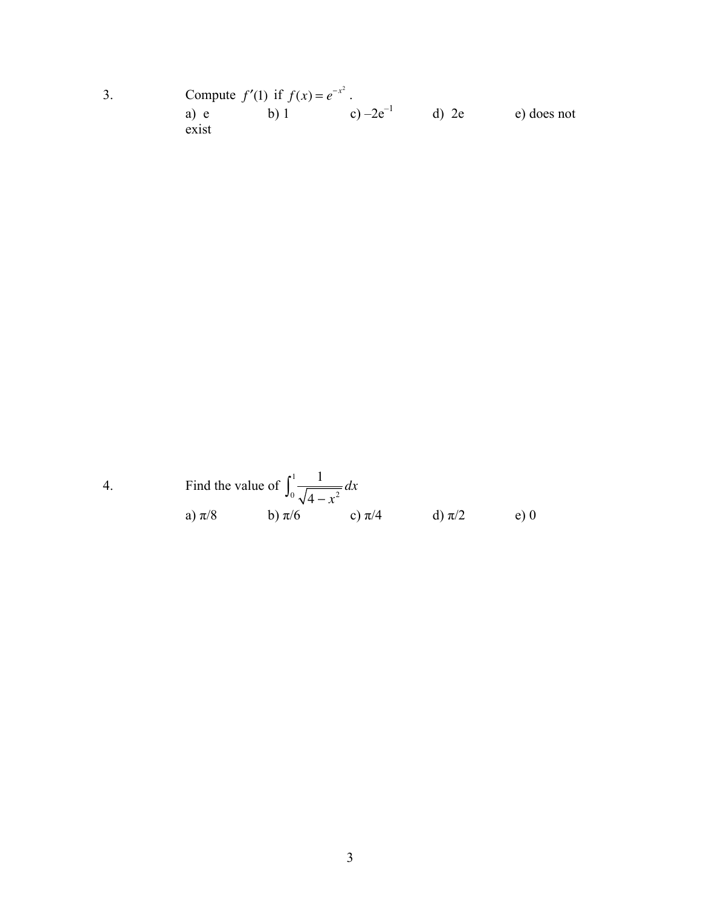3. Compute $f'(1)$ if $f(x) = e^{-x^2}$.

a) e  b) 1  c) $-2e^{-1}$  d) 2e  e) does not exist

4. Find the value of $\int_0^1 \frac{1}{\sqrt{4-x^2}}\,dx$

a) π/8  b) π/6  c) π/4  d) π/2  e) 0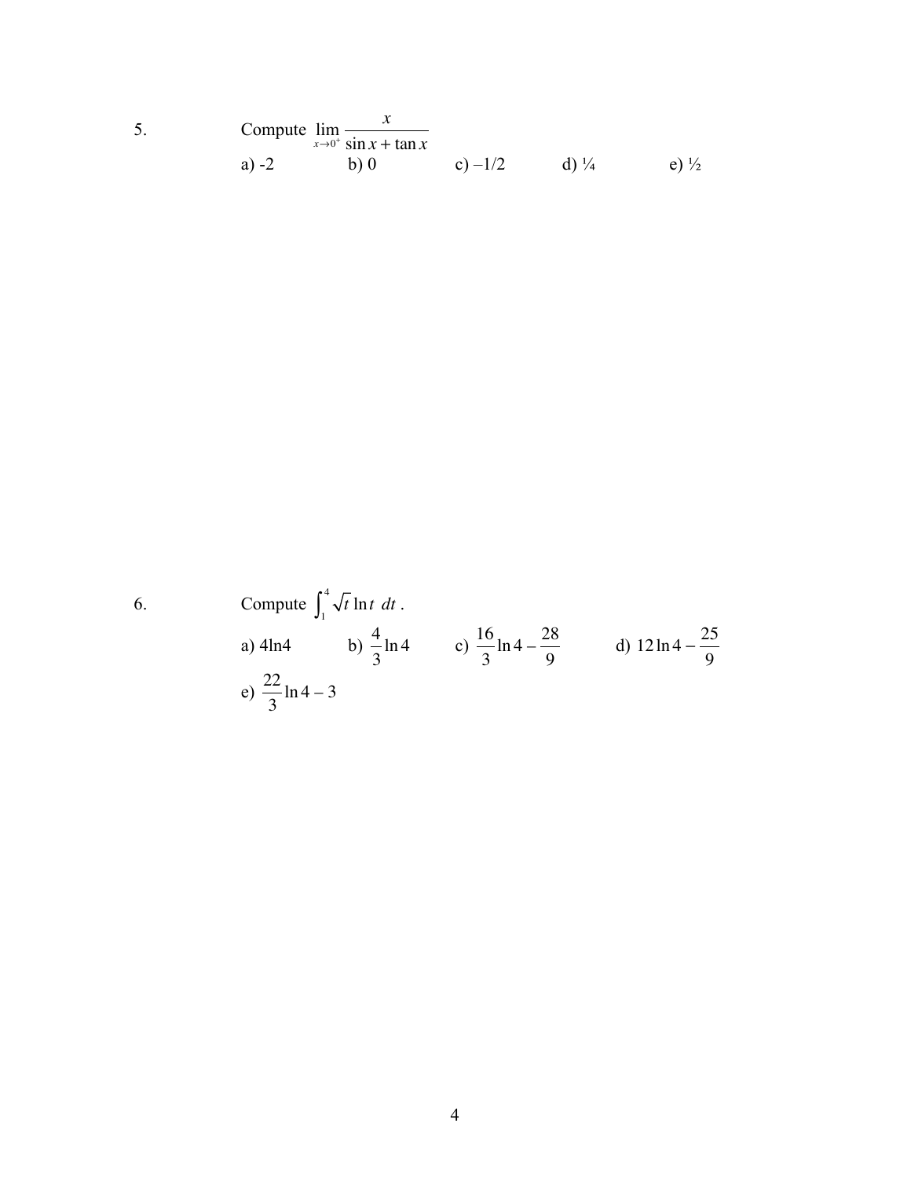5. Compute $\lim_{x \to 0^+} \dfrac{x}{\sin x + \tan x}$

a) -2 b) 0 c) $-1/2$ d) ¼ e) ½

6. Compute $\int_1^4 \sqrt{t} \ln t \; dt$ .

a) 4ln4 b) $\dfrac{4}{3}\ln 4$ c) $\dfrac{16}{3}\ln 4 - \dfrac{28}{9}$ d) $12\ln 4 - \dfrac{25}{9}$

e) $\dfrac{22}{3}\ln 4 - 3$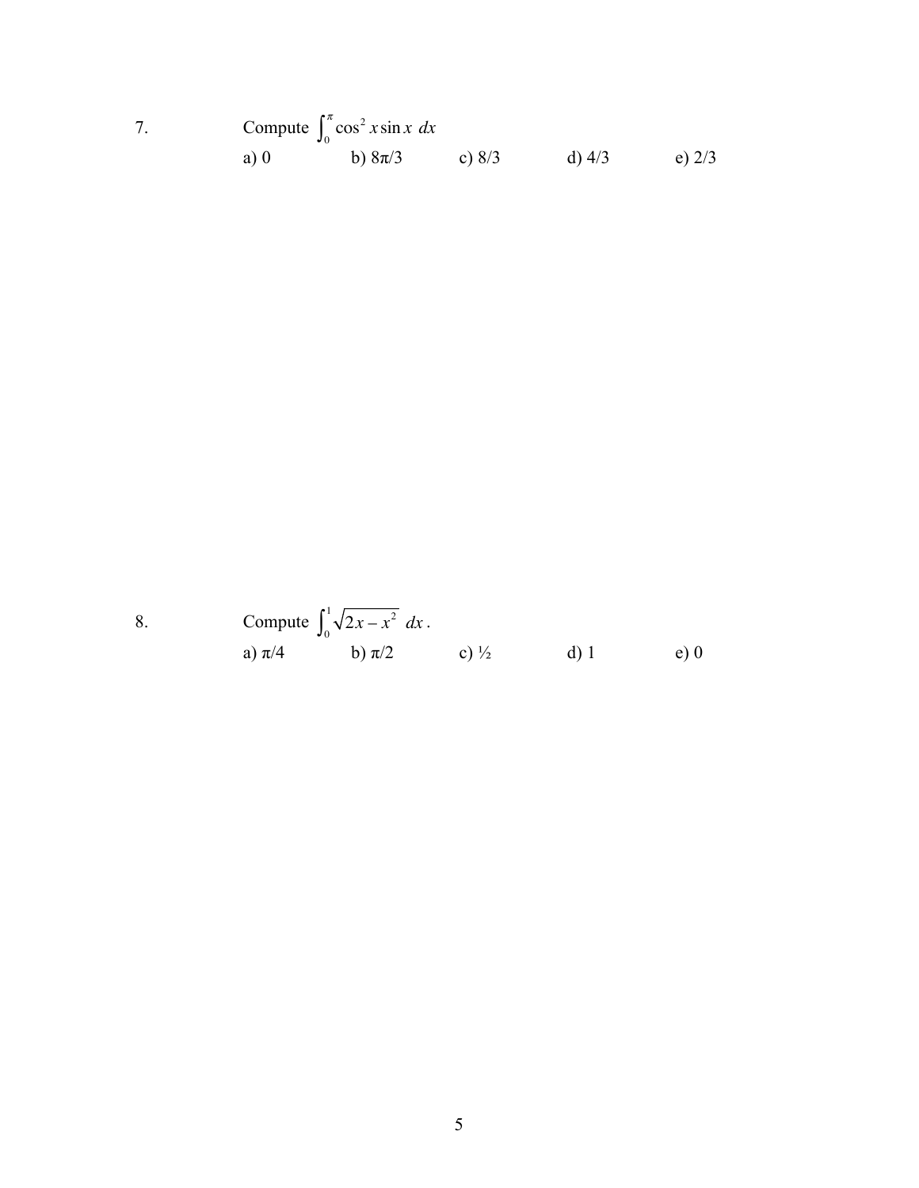7. Compute $\int_0^{\pi} \cos^2 x \sin x \; dx$

a) 0 b) $8\pi/3$ c) $8/3$ d) $4/3$ e) $2/3$

8. Compute $\int_0^1 \sqrt{2x - x^2} \; dx$.

a) $\pi/4$ b) $\pi/2$ c) ½ d) 1 e) 0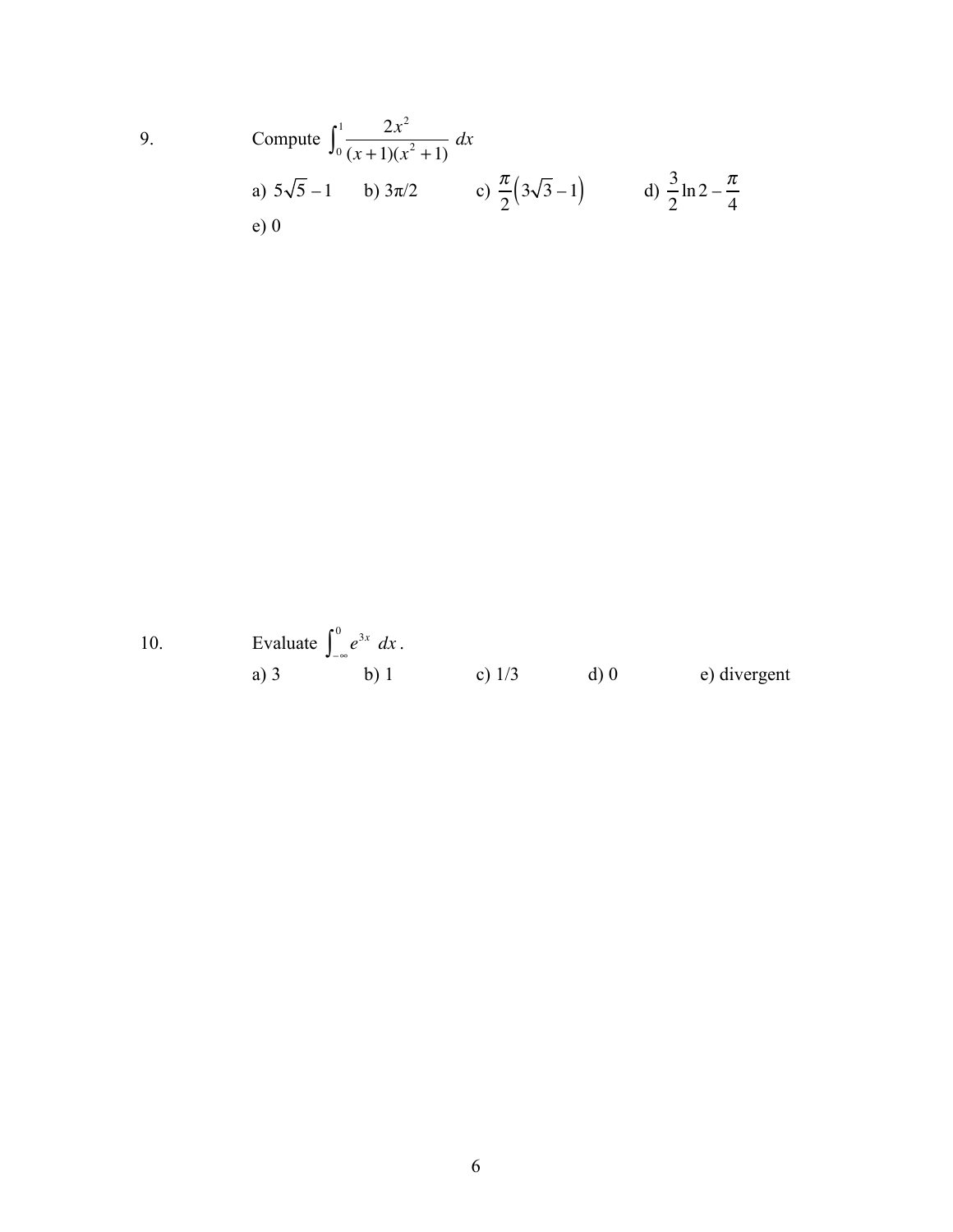9. Compute $\int_0^1 \frac{2x^2}{(x+1)(x^2+1)}\,dx$

a) $5\sqrt{5}-1$ b) $3\pi/2$ c) $\frac{\pi}{2}\left(3\sqrt{3}-1\right)$ d) $\frac{3}{2}\ln 2-\frac{\pi}{4}$

e) 0

10. Evaluate $\int_{-\infty}^{0} e^{3x}\,dx$.

a) 3 b) 1 c) 1/3 d) 0 e) divergent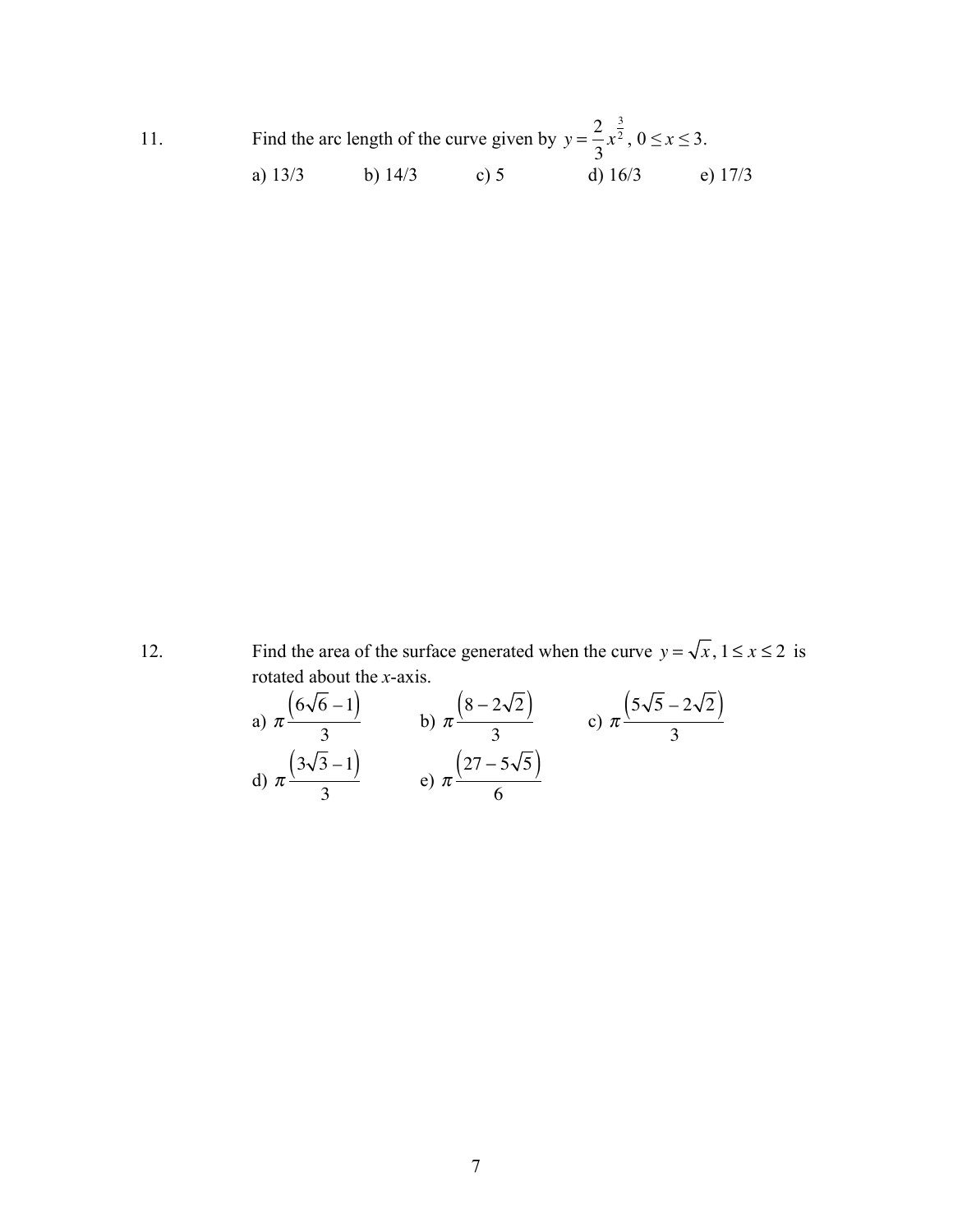11. Find the arc length of the curve given by $y = \frac{2}{3}x^{\frac{3}{2}}$, $0 \le x \le 3$.

a) 13/3 b) 14/3 c) 5 d) 16/3 e) 17/3

12. Find the area of the surface generated when the curve $y = \sqrt{x}$, $1 \le x \le 2$ is rotated about the $x$-axis.

a) $\pi \frac{\left(6\sqrt{6}-1\right)}{3}$ b) $\pi \frac{\left(8-2\sqrt{2}\right)}{3}$ c) $\pi \frac{\left(5\sqrt{5}-2\sqrt{2}\right)}{3}$

d) $\pi \frac{\left(3\sqrt{3}-1\right)}{3}$ e) $\pi \frac{\left(27-5\sqrt{5}\right)}{6}$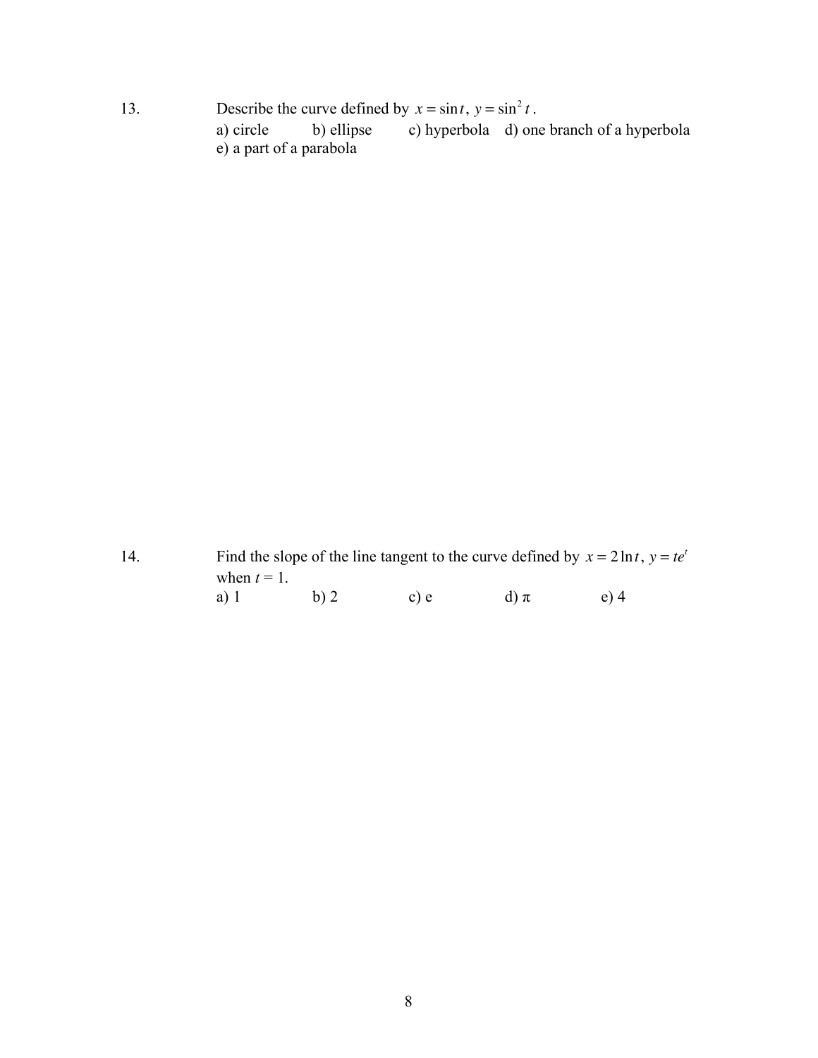13. Describe the curve defined by $x = \sin t$, $y = \sin^2 t$.

a) circle    b) ellipse    c) hyperbola    d) one branch of a hyperbola
e) a part of a parabola

14. Find the slope of the line tangent to the curve defined by $x = 2\ln t$, $y = te^t$ when $t = 1$.

a) 1    b) 2    c) e    d) π    e) 4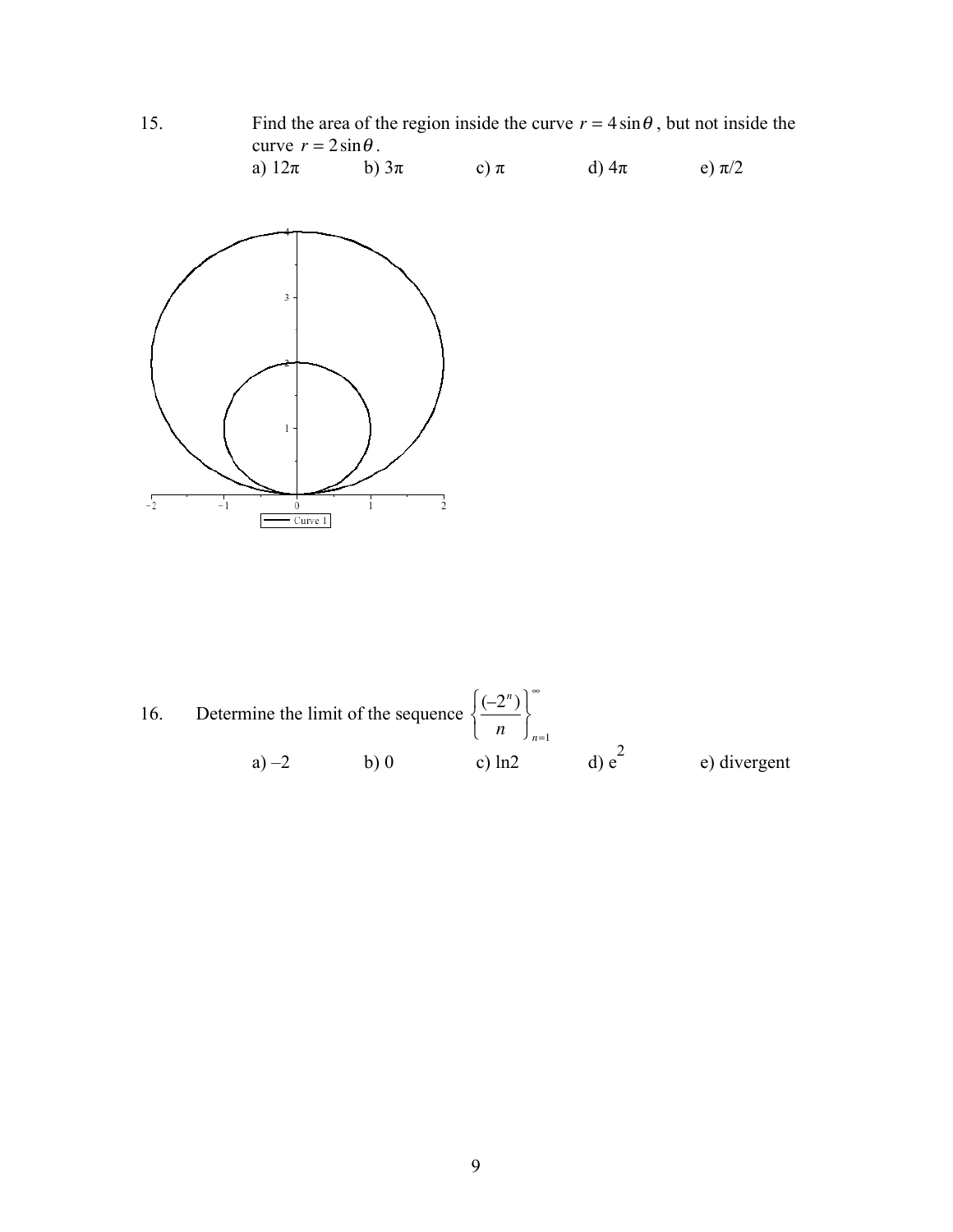15. Find the area of the region inside the curve $r = 4\sin\theta$, but not inside the curve $r = 2\sin\theta$.

a) $12\pi$ b) $3\pi$ c) $\pi$ d) $4\pi$ e) $\pi/2$

16. Determine the limit of the sequence $\left\{ \dfrac{(-2^n)}{n} \right\}_{n=1}^{\infty}$

a) –2 b) 0 c) ln2 d) $e^2$ e) divergent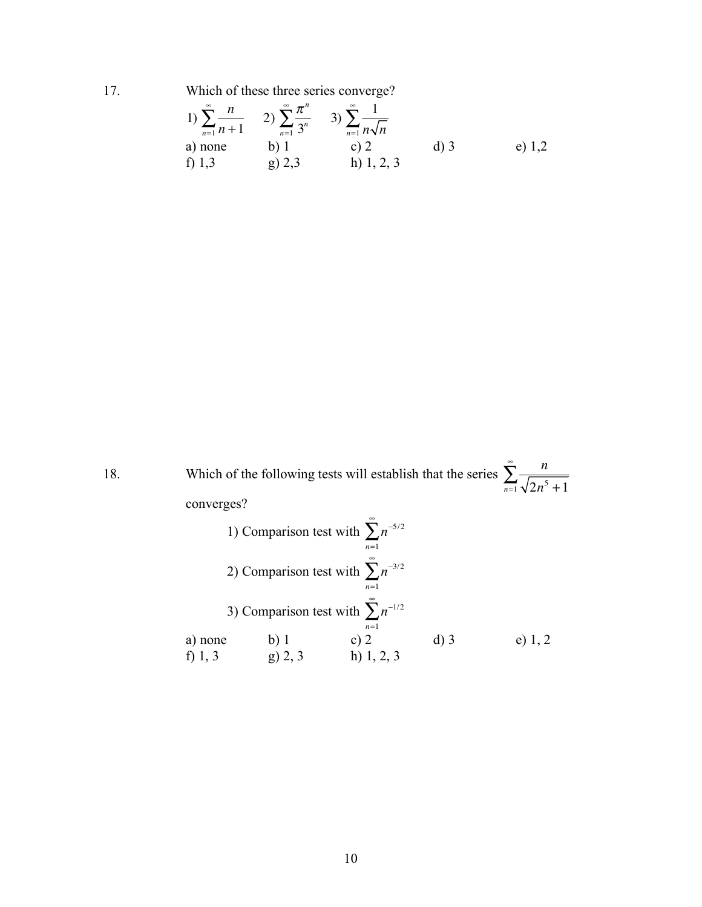17. Which of these three series converge?

1) $\sum_{n=1}^{\infty} \frac{n}{n+1}$ 2) $\sum_{n=1}^{\infty} \frac{\pi^n}{3^n}$ 3) $\sum_{n=1}^{\infty} \frac{1}{n\sqrt{n}}$

a) none b) 1 c) 2 d) 3 e) 1,2
f) 1,3 g) 2,3 h) 1, 2, 3

18. Which of the following tests will establish that the series $\sum_{n=1}^{\infty} \frac{n}{\sqrt{2n^5+1}}$ converges?

1) Comparison test with $\sum_{n=1}^{\infty} n^{-5/2}$

2) Comparison test with $\sum_{n=1}^{\infty} n^{-3/2}$

3) Comparison test with $\sum_{n=1}^{\infty} n^{-1/2}$

a) none b) 1 c) 2 d) 3 e) 1, 2
f) 1, 3 g) 2, 3 h) 1, 2, 3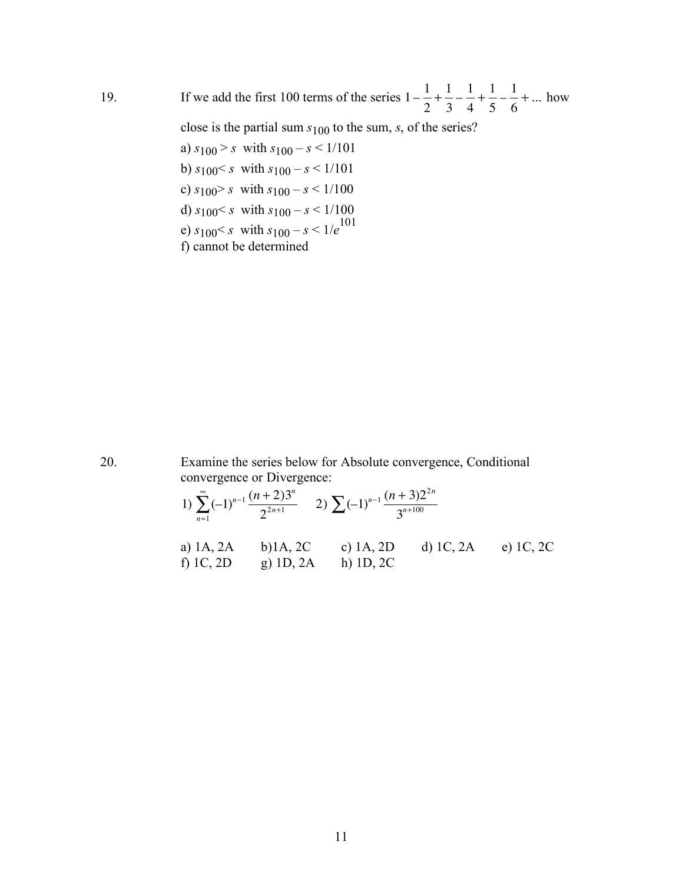19. If we add the first 100 terms of the series $1 - \frac{1}{2} + \frac{1}{3} - \frac{1}{4} + \frac{1}{5} - \frac{1}{6} + ...$ how close is the partial sum $s_{100}$ to the sum, $s$, of the series?

a) $s_{100} > s$ with $s_{100} - s < 1/101$

b) $s_{100} < s$ with $s_{100} - s < 1/101$

c) $s_{100} > s$ with $s_{100} - s < 1/100$

d) $s_{100} < s$ with $s_{100} - s < 1/100$

e) $s_{100} < s$ with $s_{100} - s < 1/e^{101}$

f) cannot be determined

20. Examine the series below for Absolute convergence, Conditional convergence or Divergence:

1) $\sum_{n=1}^{\infty} (-1)^{n-1} \frac{(n+2)3^n}{2^{2n+1}}$ 2) $\sum (-1)^{n-1} \frac{(n+3)2^{2n}}{3^{n+100}}$

a) 1A, 2A b) 1A, 2C c) 1A, 2D d) 1C, 2A e) 1C, 2C
f) 1C, 2D g) 1D, 2A h) 1D, 2C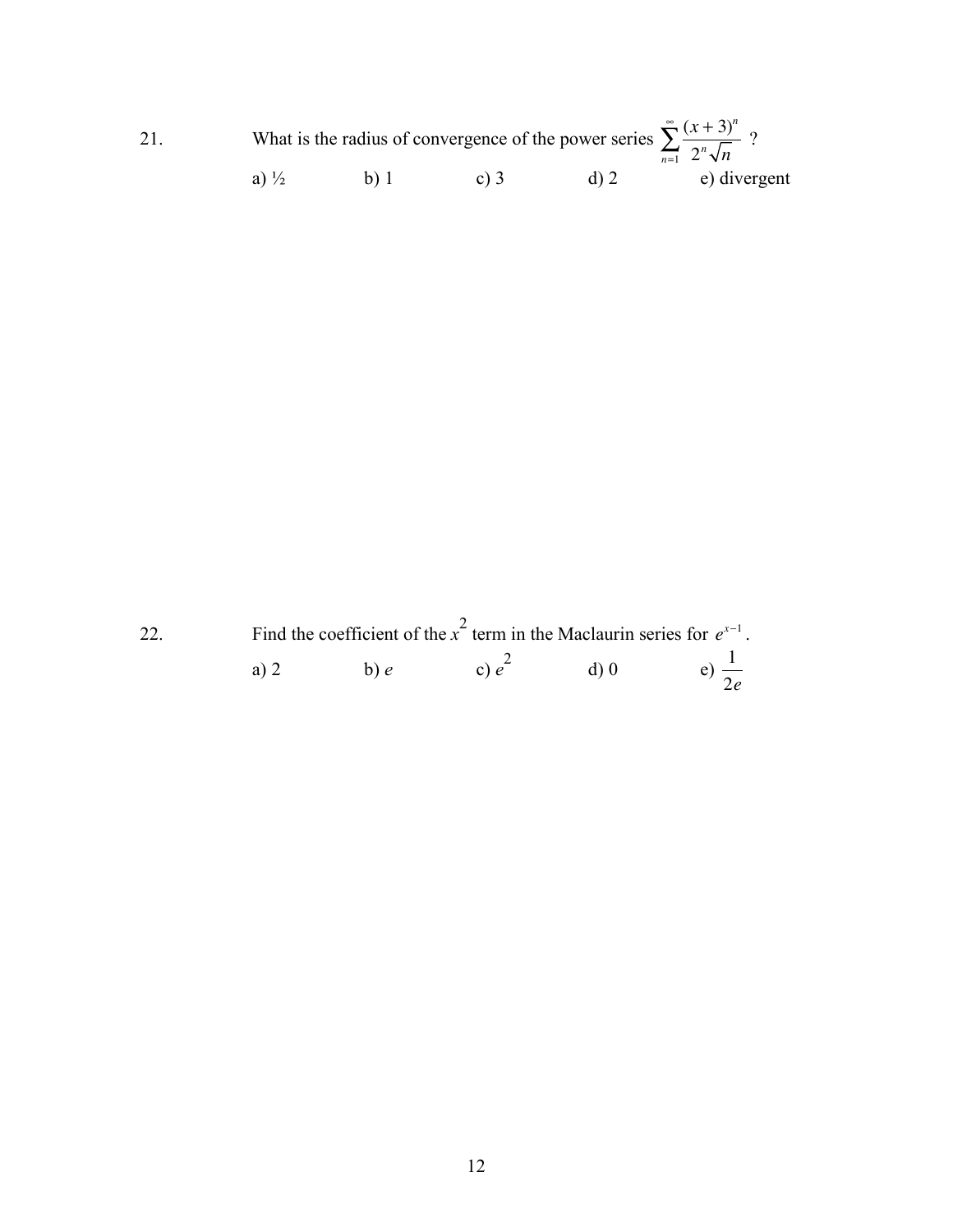21. What is the radius of convergence of the power series $\sum_{n=1}^{\infty} \frac{(x+3)^n}{2^n \sqrt{n}}$ ?

a) ½ b) 1 c) 3 d) 2 e) divergent

22. Find the coefficient of the $x^2$ term in the Maclaurin series for $e^{x-1}$.

a) 2 b) $e$ c) $e^2$ d) 0 e) $\frac{1}{2e}$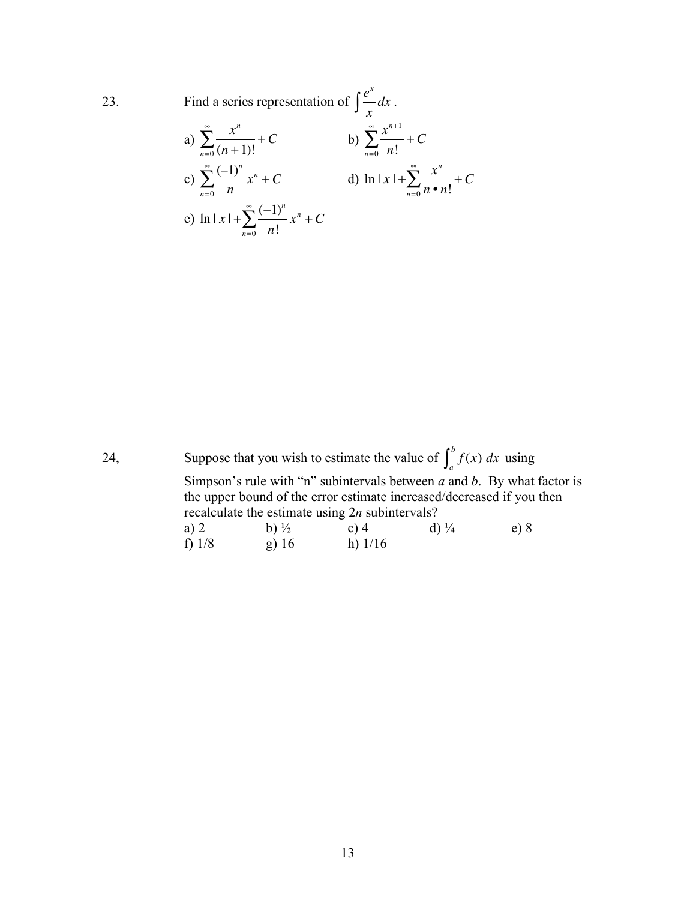23. Find a series representation of $\int \frac{e^x}{x} dx$.

a) $\sum_{n=0}^{\infty} \frac{x^n}{(n+1)!} + C$

b) $\sum_{n=0}^{\infty} \frac{x^{n+1}}{n!} + C$

c) $\sum_{n=0}^{\infty} \frac{(-1)^n}{n} x^n + C$

d) $\ln|x| + \sum_{n=0}^{\infty} \frac{x^n}{n \bullet n!} + C$

e) $\ln|x| + \sum_{n=0}^{\infty} \frac{(-1)^n}{n!} x^n + C$

24, Suppose that you wish to estimate the value of $\int_a^b f(x)\, dx$ using Simpson's rule with "n" subintervals between *a* and *b*. By what factor is the upper bound of the error estimate increased/decreased if you then recalculate the estimate using $2n$ subintervals?

a) 2 b) ½ c) 4 d) ¼ e) 8

f) 1/8 g) 16 h) 1/16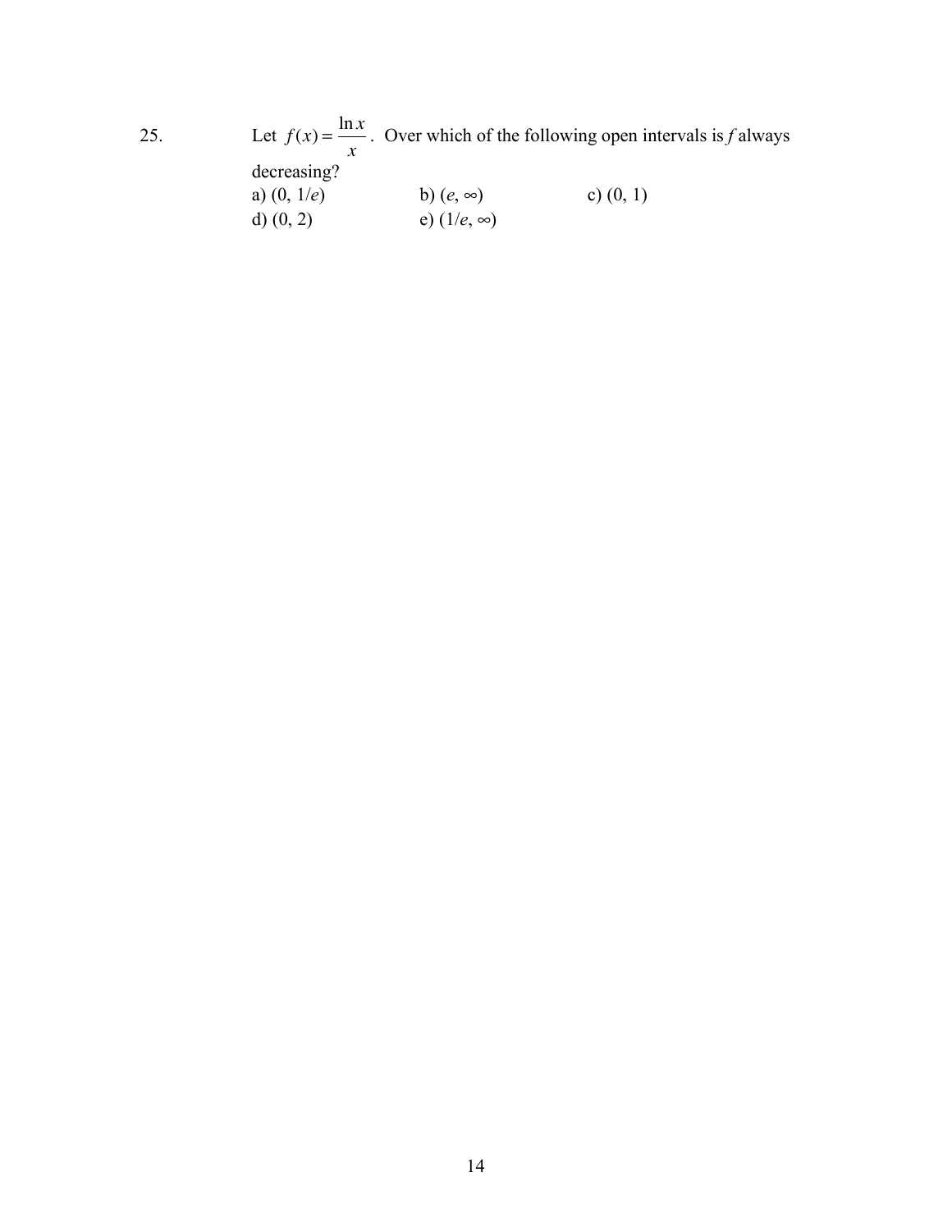25. Let $f(x) = \dfrac{\ln x}{x}$. Over which of the following open intervals is $f$ always decreasing?

a) $(0, 1/e)$ b) $(e, \infty)$ c) $(0, 1)$

d) $(0, 2)$ e) $(1/e, \infty)$